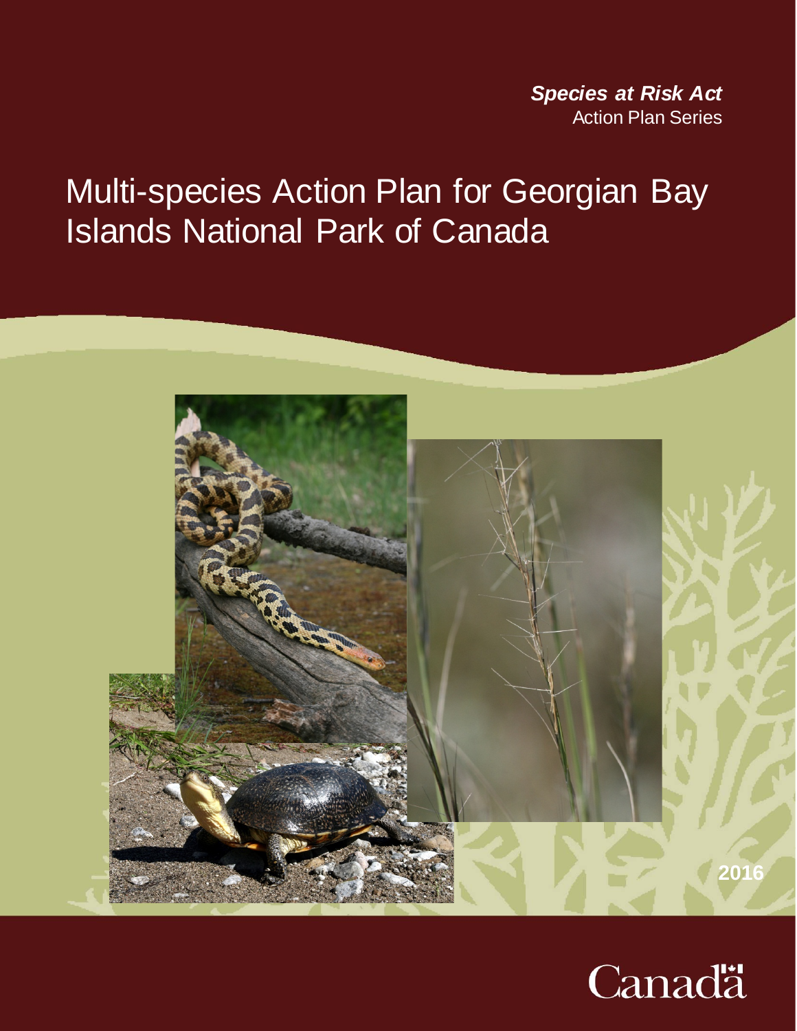***Species at Risk Act***
Action Plan Series

# Multi-species Action Plan for Georgian Bay Islands National Park of Canada

2016

Canada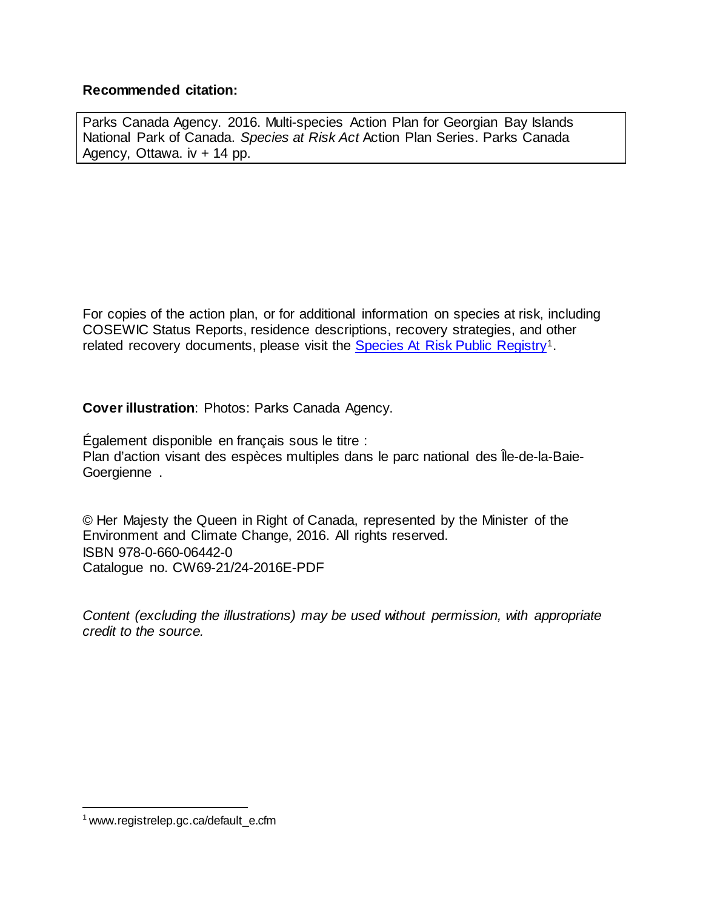**Recommended citation:**

Parks Canada Agency. 2016. Multi-species Action Plan for Georgian Bay Islands National Park of Canada. *Species at Risk Act* Action Plan Series. Parks Canada Agency, Ottawa. iv + 14 pp.

For copies of the action plan, or for additional information on species at risk, including COSEWIC Status Reports, residence descriptions, recovery strategies, and other related recovery documents, please visit the Species At Risk Public Registry[1].

**Cover illustration**: Photos: Parks Canada Agency.

Également disponible en français sous le titre :
Plan d'action visant des espèces multiples dans le parc national des Île-de-la-Baie-Goergienne .

© Her Majesty the Queen in Right of Canada, represented by the Minister of the Environment and Climate Change, 2016. All rights reserved.
ISBN 978-0-660-06442-0
Catalogue no. CW69-21/24-2016E-PDF

*Content (excluding the illustrations) may be used without permission, with appropriate credit to the source.*

[1] www.registrelep.gc.ca/default_e.cfm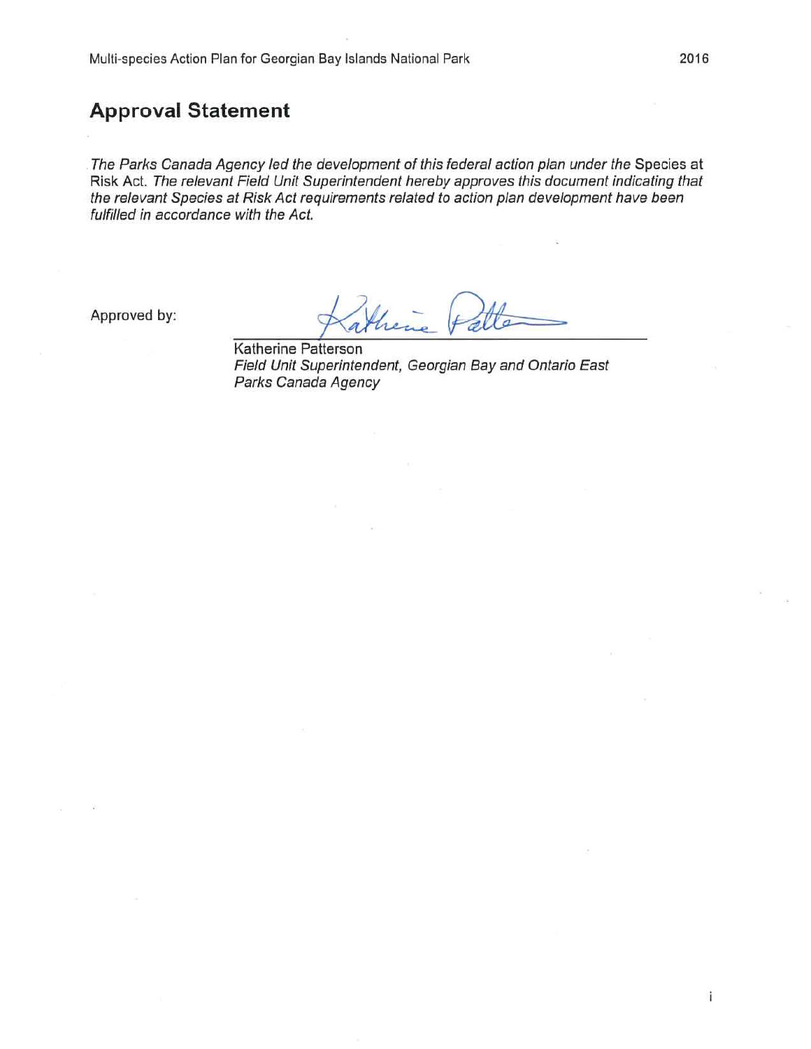## Approval Statement

*The Parks Canada Agency led the development of this federal action plan under the* Species at Risk Act. *The relevant Field Unit Superintendent hereby approves this document indicating that the relevant Species at Risk Act requirements related to action plan development have been fulfilled in accordance with the Act.*

Approved by:

Katherine Patterson
*Field Unit Superintendent, Georgian Bay and Ontario East*
*Parks Canada Agency*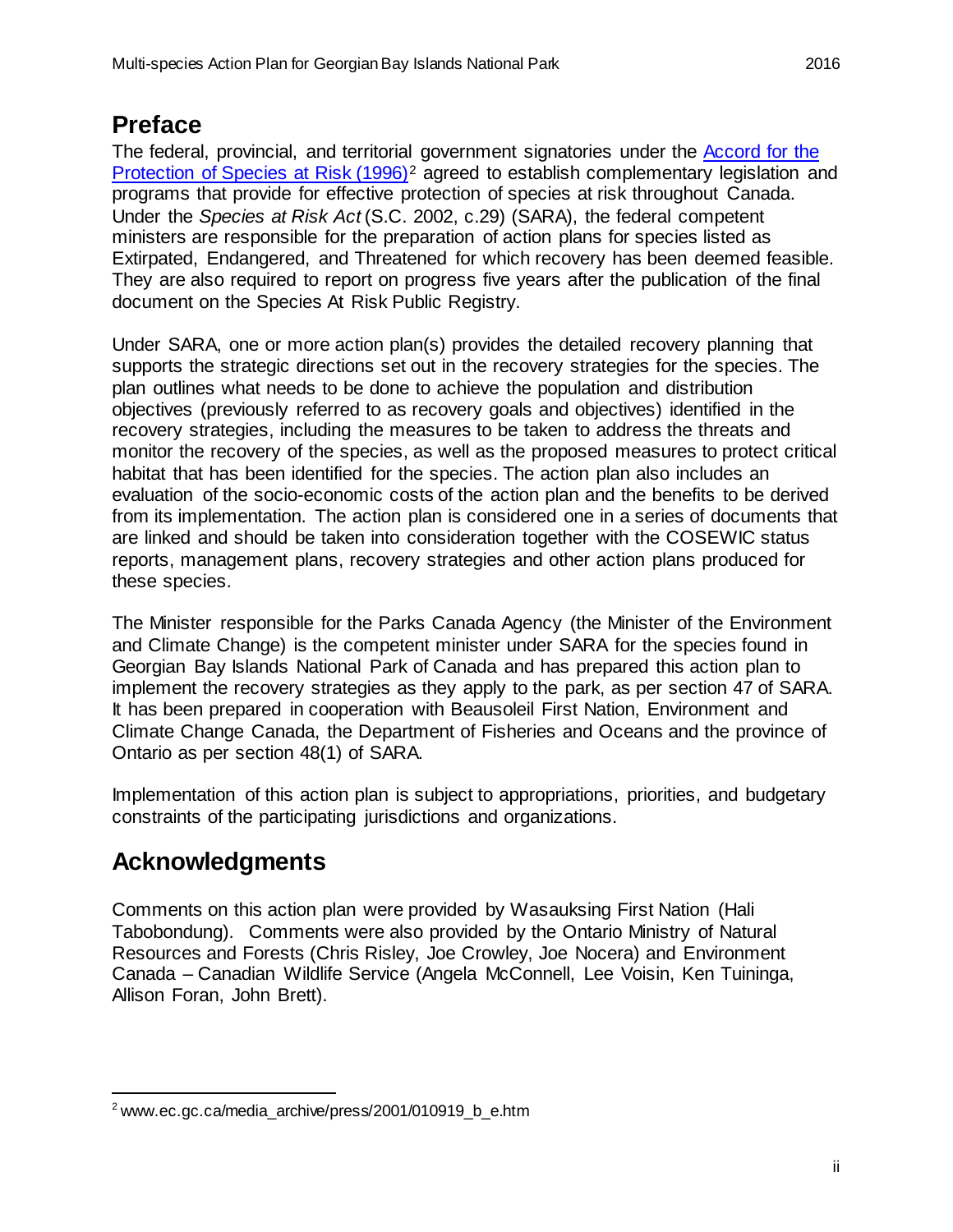## Preface

The federal, provincial, and territorial government signatories under the Accord for the Protection of Species at Risk (1996)[2] agreed to establish complementary legislation and programs that provide for effective protection of species at risk throughout Canada. Under the *Species at Risk Act* (S.C. 2002, c.29) (SARA), the federal competent ministers are responsible for the preparation of action plans for species listed as Extirpated, Endangered, and Threatened for which recovery has been deemed feasible. They are also required to report on progress five years after the publication of the final document on the Species At Risk Public Registry.

Under SARA, one or more action plan(s) provides the detailed recovery planning that supports the strategic directions set out in the recovery strategies for the species. The plan outlines what needs to be done to achieve the population and distribution objectives (previously referred to as recovery goals and objectives) identified in the recovery strategies, including the measures to be taken to address the threats and monitor the recovery of the species, as well as the proposed measures to protect critical habitat that has been identified for the species. The action plan also includes an evaluation of the socio-economic costs of the action plan and the benefits to be derived from its implementation. The action plan is considered one in a series of documents that are linked and should be taken into consideration together with the COSEWIC status reports, management plans, recovery strategies and other action plans produced for these species.

The Minister responsible for the Parks Canada Agency (the Minister of the Environment and Climate Change) is the competent minister under SARA for the species found in Georgian Bay Islands National Park of Canada and has prepared this action plan to implement the recovery strategies as they apply to the park, as per section 47 of SARA. It has been prepared in cooperation with Beausoleil First Nation, Environment and Climate Change Canada, the Department of Fisheries and Oceans and the province of Ontario as per section 48(1) of SARA.

Implementation of this action plan is subject to appropriations, priorities, and budgetary constraints of the participating jurisdictions and organizations.

## Acknowledgments

Comments on this action plan were provided by Wasauksing First Nation (Hali Tabobondung). Comments were also provided by the Ontario Ministry of Natural Resources and Forests (Chris Risley, Joe Crowley, Joe Nocera) and Environment Canada – Canadian Wildlife Service (Angela McConnell, Lee Voisin, Ken Tuininga, Allison Foran, John Brett).

---

[2] www.ec.gc.ca/media_archive/press/2001/010919_b_e.htm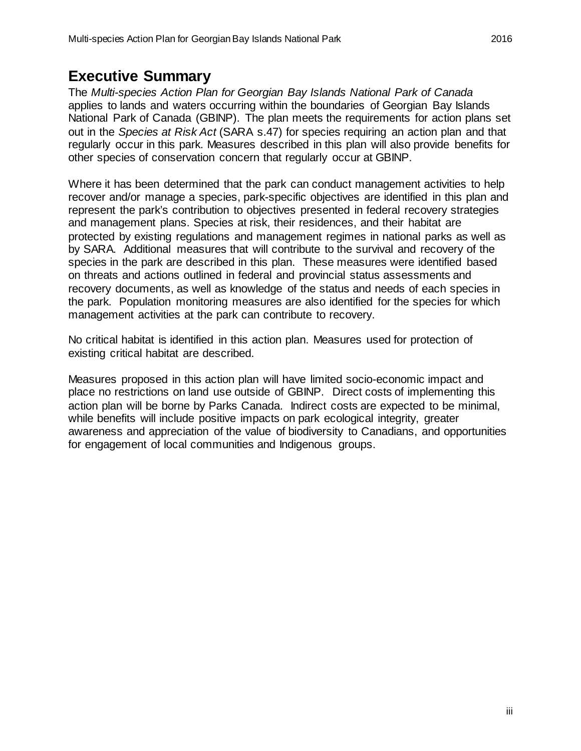## Executive Summary

The *Multi-species Action Plan for Georgian Bay Islands National Park of Canada* applies to lands and waters occurring within the boundaries of Georgian Bay Islands National Park of Canada (GBINP). The plan meets the requirements for action plans set out in the *Species at Risk Act* (SARA s.47) for species requiring an action plan and that regularly occur in this park. Measures described in this plan will also provide benefits for other species of conservation concern that regularly occur at GBINP.

Where it has been determined that the park can conduct management activities to help recover and/or manage a species, park-specific objectives are identified in this plan and represent the park's contribution to objectives presented in federal recovery strategies and management plans. Species at risk, their residences, and their habitat are protected by existing regulations and management regimes in national parks as well as by SARA. Additional measures that will contribute to the survival and recovery of the species in the park are described in this plan. These measures were identified based on threats and actions outlined in federal and provincial status assessments and recovery documents, as well as knowledge of the status and needs of each species in the park. Population monitoring measures are also identified for the species for which management activities at the park can contribute to recovery.

No critical habitat is identified in this action plan. Measures used for protection of existing critical habitat are described.

Measures proposed in this action plan will have limited socio-economic impact and place no restrictions on land use outside of GBINP. Direct costs of implementing this action plan will be borne by Parks Canada. Indirect costs are expected to be minimal, while benefits will include positive impacts on park ecological integrity, greater awareness and appreciation of the value of biodiversity to Canadians, and opportunities for engagement of local communities and Indigenous groups.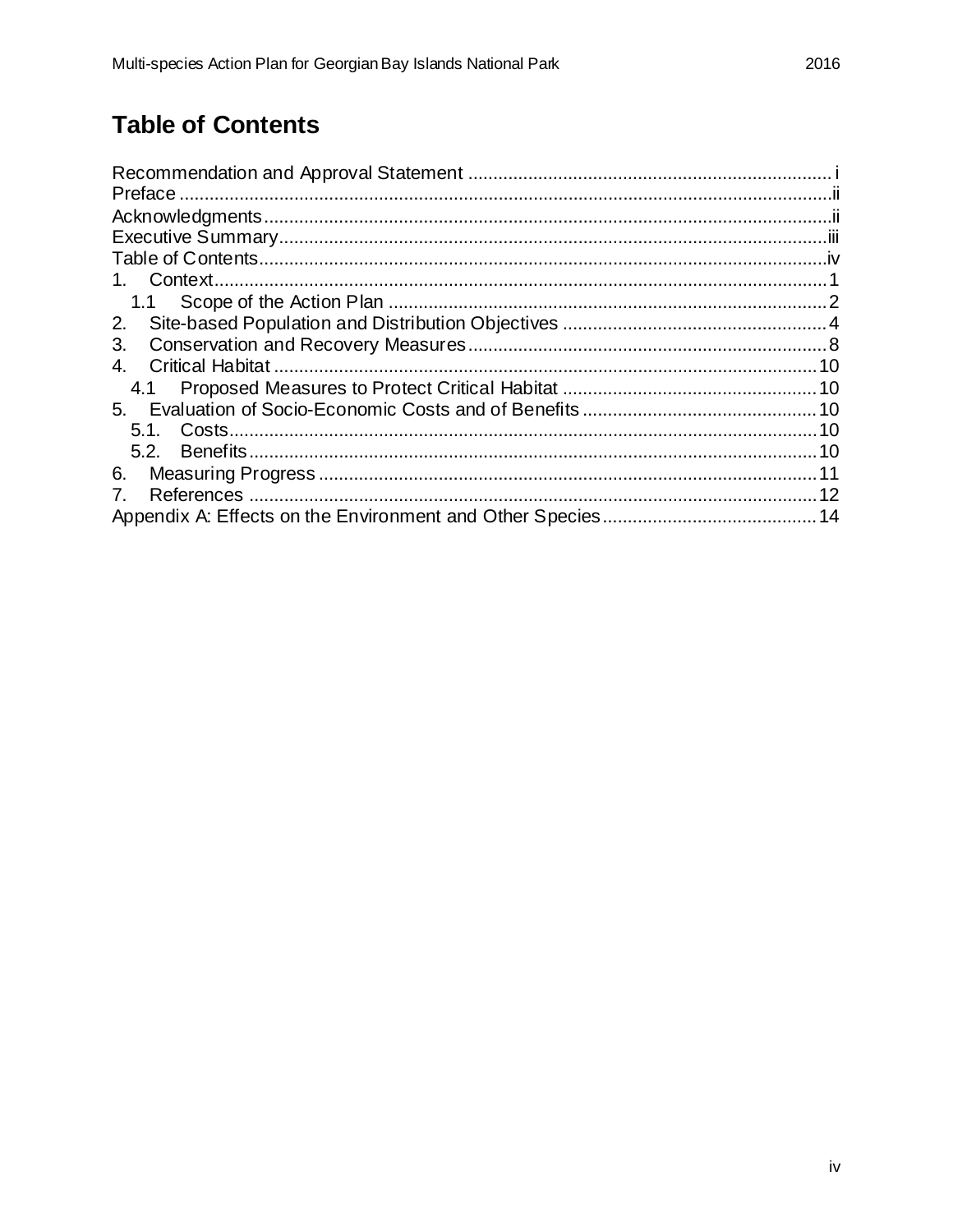# Table of Contents

Recommendation and Approval Statement ........................................................................ i
Preface ..................................................................................................................................ii
Acknowledgments................................................................................................................ii
Executive Summary.............................................................................................................iii
Table of Contents.................................................................................................................iv
1. Context..............................................................................................................................1
  1.1 Scope of the Action Plan ...............................................................................................2
2. Site-based Population and Distribution Objectives ....................................................4
3. Conservation and Recovery Measures.........................................................................8
4. Critical Habitat ..............................................................................................................10
  4.1 Proposed Measures to Protect Critical Habitat ..........................................................10
5. Evaluation of Socio-Economic Costs and of Benefits ...............................................10
  5.1. Costs.........................................................................................................................10
  5.2. Benefits.....................................................................................................................10
6. Measuring Progress ......................................................................................................11
7. References ....................................................................................................................12
Appendix A: Effects on the Environment and Other Species..........................................14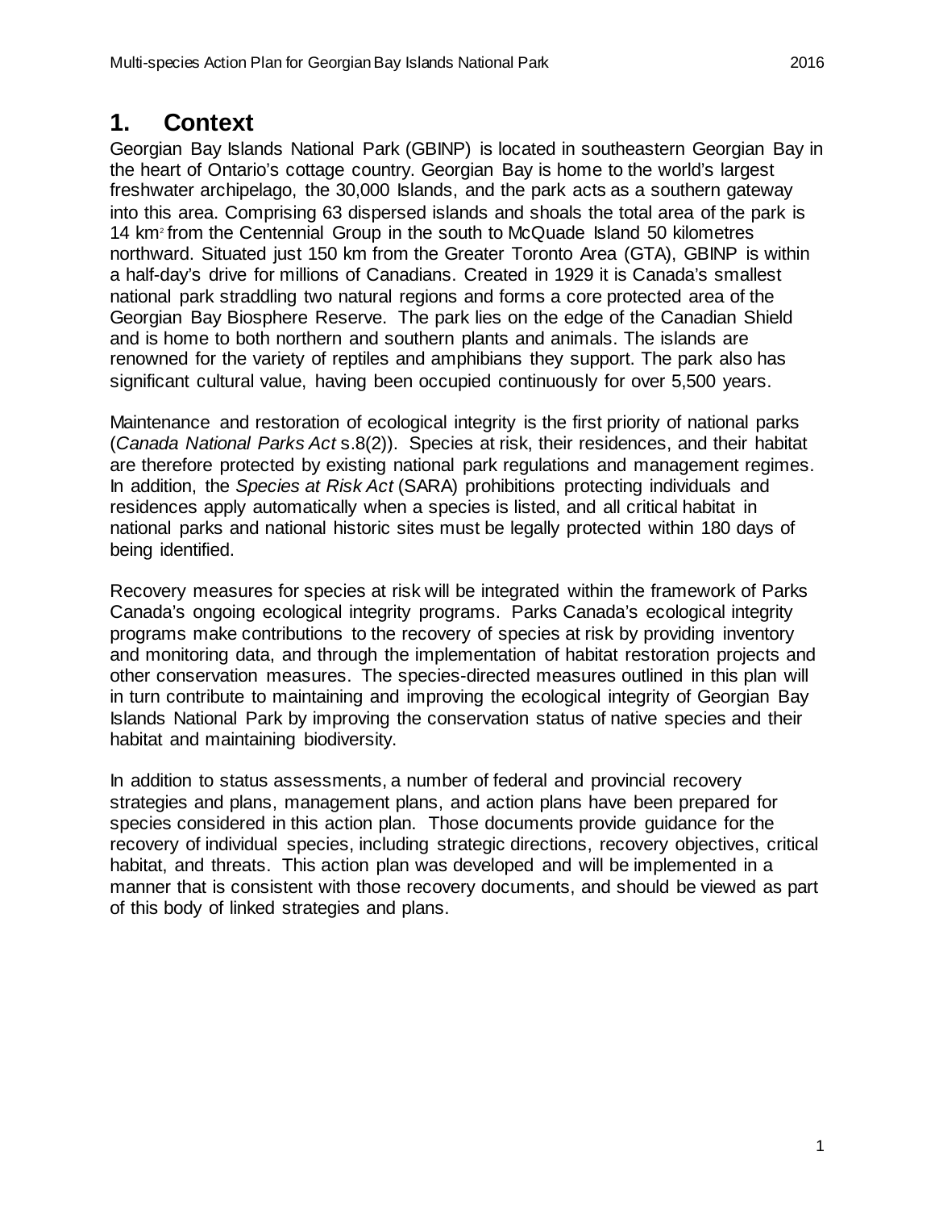# 1. Context

Georgian Bay Islands National Park (GBINP) is located in southeastern Georgian Bay in the heart of Ontario's cottage country. Georgian Bay is home to the world's largest freshwater archipelago, the 30,000 Islands, and the park acts as a southern gateway into this area. Comprising 63 dispersed islands and shoals the total area of the park is 14 km$^2$ from the Centennial Group in the south to McQuade Island 50 kilometres northward. Situated just 150 km from the Greater Toronto Area (GTA), GBINP is within a half-day's drive for millions of Canadians. Created in 1929 it is Canada's smallest national park straddling two natural regions and forms a core protected area of the Georgian Bay Biosphere Reserve. The park lies on the edge of the Canadian Shield and is home to both northern and southern plants and animals. The islands are renowned for the variety of reptiles and amphibians they support. The park also has significant cultural value, having been occupied continuously for over 5,500 years.

Maintenance and restoration of ecological integrity is the first priority of national parks (*Canada National Parks Act* s.8(2)). Species at risk, their residences, and their habitat are therefore protected by existing national park regulations and management regimes. In addition, the *Species at Risk Act* (SARA) prohibitions protecting individuals and residences apply automatically when a species is listed, and all critical habitat in national parks and national historic sites must be legally protected within 180 days of being identified.

Recovery measures for species at risk will be integrated within the framework of Parks Canada's ongoing ecological integrity programs. Parks Canada's ecological integrity programs make contributions to the recovery of species at risk by providing inventory and monitoring data, and through the implementation of habitat restoration projects and other conservation measures. The species-directed measures outlined in this plan will in turn contribute to maintaining and improving the ecological integrity of Georgian Bay Islands National Park by improving the conservation status of native species and their habitat and maintaining biodiversity.

In addition to status assessments, a number of federal and provincial recovery strategies and plans, management plans, and action plans have been prepared for species considered in this action plan. Those documents provide guidance for the recovery of individual species, including strategic directions, recovery objectives, critical habitat, and threats. This action plan was developed and will be implemented in a manner that is consistent with those recovery documents, and should be viewed as part of this body of linked strategies and plans.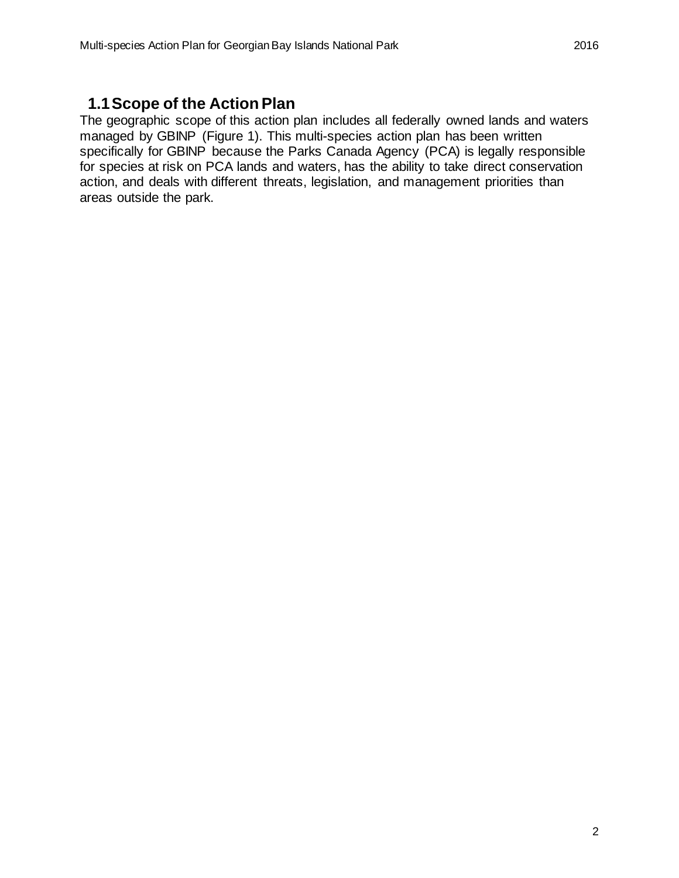## 1.1 Scope of the Action Plan

The geographic scope of this action plan includes all federally owned lands and waters managed by GBINP (Figure 1). This multi-species action plan has been written specifically for GBINP because the Parks Canada Agency (PCA) is legally responsible for species at risk on PCA lands and waters, has the ability to take direct conservation action, and deals with different threats, legislation, and management priorities than areas outside the park.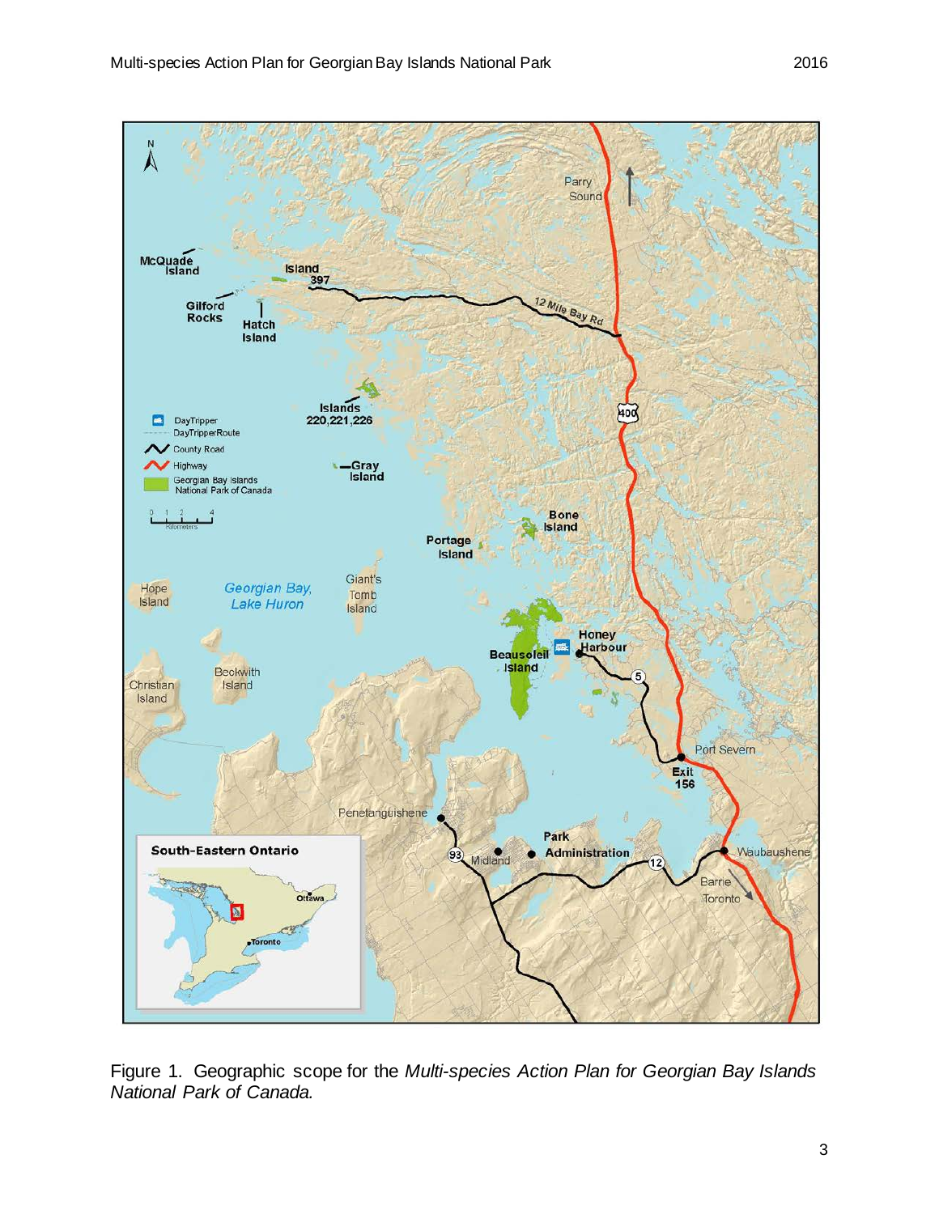Figure 1. Geographic scope for the *Multi-species Action Plan for Georgian Bay Islands National Park of Canada.*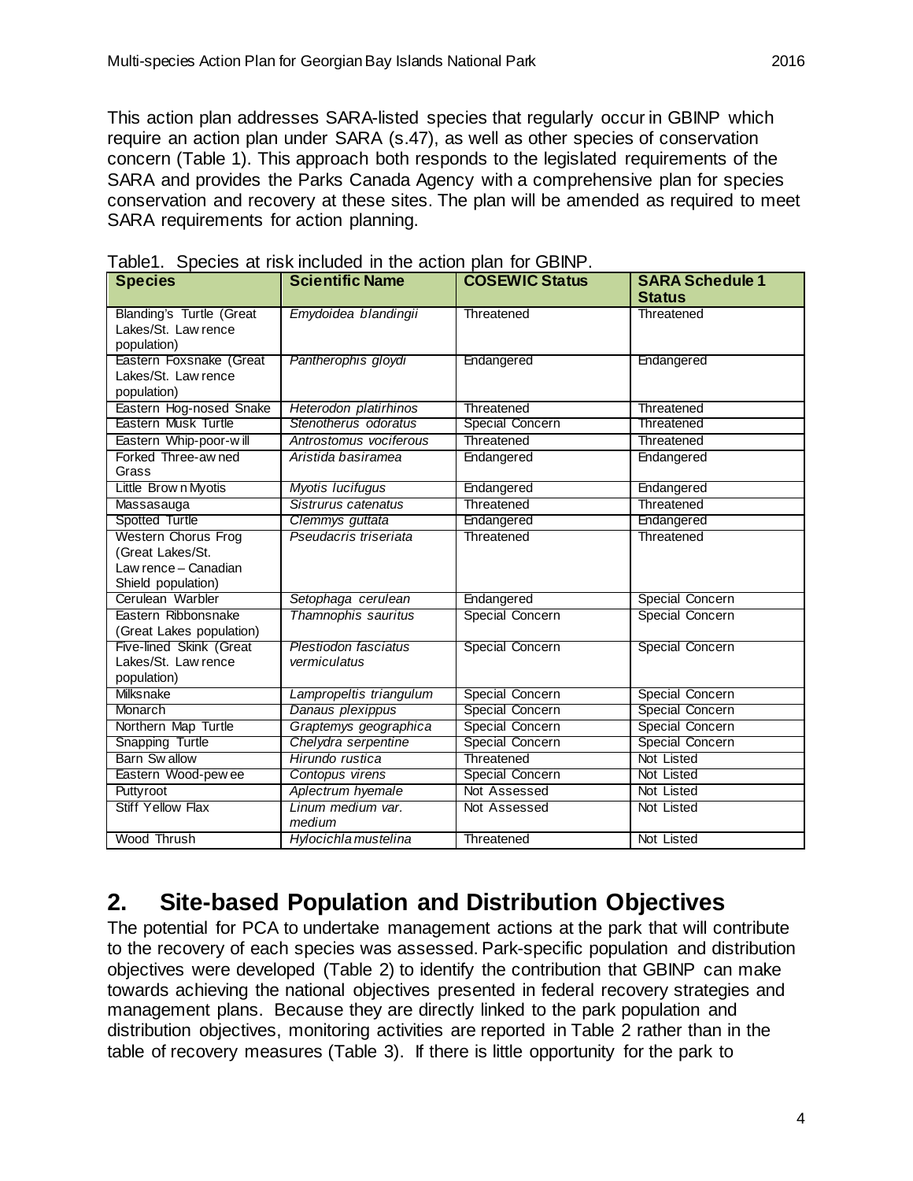This action plan addresses SARA-listed species that regularly occur in GBINP which require an action plan under SARA (s.47), as well as other species of conservation concern (Table 1). This approach both responds to the legislated requirements of the SARA and provides the Parks Canada Agency with a comprehensive plan for species conservation and recovery at these sites. The plan will be amended as required to meet SARA requirements for action planning.

Table1. Species at risk included in the action plan for GBINP.

| Species | Scientific Name | COSEWIC Status | SARA Schedule 1 Status |
|---|---|---|---|
| Blanding's Turtle (Great Lakes/St. Lawrence population) | *Emydoidea blandingii* | Threatened | Threatened |
| Eastern Foxsnake (Great Lakes/St. Lawrence population) | *Pantherophis gloydi* | Endangered | Endangered |
| Eastern Hog-nosed Snake | *Heterodon platirhinos* | Threatened | Threatened |
| Eastern Musk Turtle | *Stenotherus odoratus* | Special Concern | Threatened |
| Eastern Whip-poor-will | *Antrostomus vociferous* | Threatened | Threatened |
| Forked Three-awned Grass | *Aristida basiramea* | Endangered | Endangered |
| Little Brown Myotis | *Myotis lucifugus* | Endangered | Endangered |
| Massasauga | *Sistrurus catenatus* | Threatened | Threatened |
| Spotted Turtle | *Clemmys guttata* | Endangered | Endangered |
| Western Chorus Frog (Great Lakes/St. Lawrence – Canadian Shield population) | *Pseudacris triseriata* | Threatened | Threatened |
| Cerulean Warbler | *Setophaga cerulean* | Endangered | Special Concern |
| Eastern Ribbonsnake (Great Lakes population) | *Thamnophis sauritus* | Special Concern | Special Concern |
| Five-lined Skink (Great Lakes/St. Lawrence population) | *Plestiodon fasciatus vermiculatus* | Special Concern | Special Concern |
| Milksnake | *Lampropeltis triangulum* | Special Concern | Special Concern |
| Monarch | *Danaus plexippus* | Special Concern | Special Concern |
| Northern Map Turtle | *Graptemys geographica* | Special Concern | Special Concern |
| Snapping Turtle | *Chelydra serpentine* | Special Concern | Special Concern |
| Barn Swallow | *Hirundo rustica* | Threatened | Not Listed |
| Eastern Wood-pewee | *Contopus virens* | Special Concern | Not Listed |
| Puttyroot | *Aplectrum hyemale* | Not Assessed | Not Listed |
| Stiff Yellow Flax | *Linum medium var. medium* | Not Assessed | Not Listed |
| Wood Thrush | *Hylocichla mustelina* | Threatened | Not Listed |

## 2. Site-based Population and Distribution Objectives

The potential for PCA to undertake management actions at the park that will contribute to the recovery of each species was assessed. Park-specific population and distribution objectives were developed (Table 2) to identify the contribution that GBINP can make towards achieving the national objectives presented in federal recovery strategies and management plans. Because they are directly linked to the park population and distribution objectives, monitoring activities are reported in Table 2 rather than in the table of recovery measures (Table 3). If there is little opportunity for the park to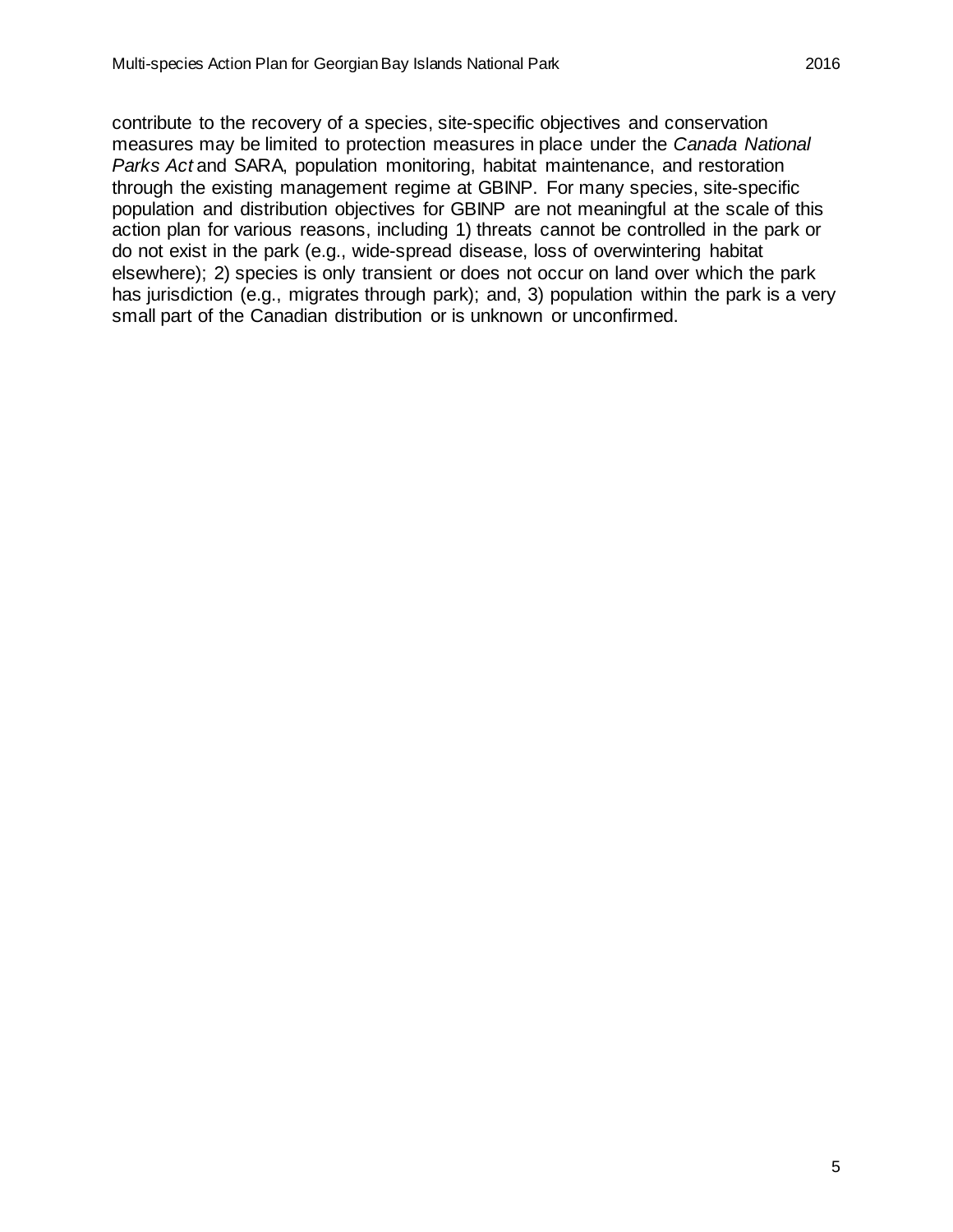contribute to the recovery of a species, site-specific objectives and conservation measures may be limited to protection measures in place under the *Canada National Parks Act* and SARA, population monitoring, habitat maintenance, and restoration through the existing management regime at GBINP. For many species, site-specific population and distribution objectives for GBINP are not meaningful at the scale of this action plan for various reasons, including 1) threats cannot be controlled in the park or do not exist in the park (e.g., wide-spread disease, loss of overwintering habitat elsewhere); 2) species is only transient or does not occur on land over which the park has jurisdiction (e.g., migrates through park); and, 3) population within the park is a very small part of the Canadian distribution or is unknown or unconfirmed.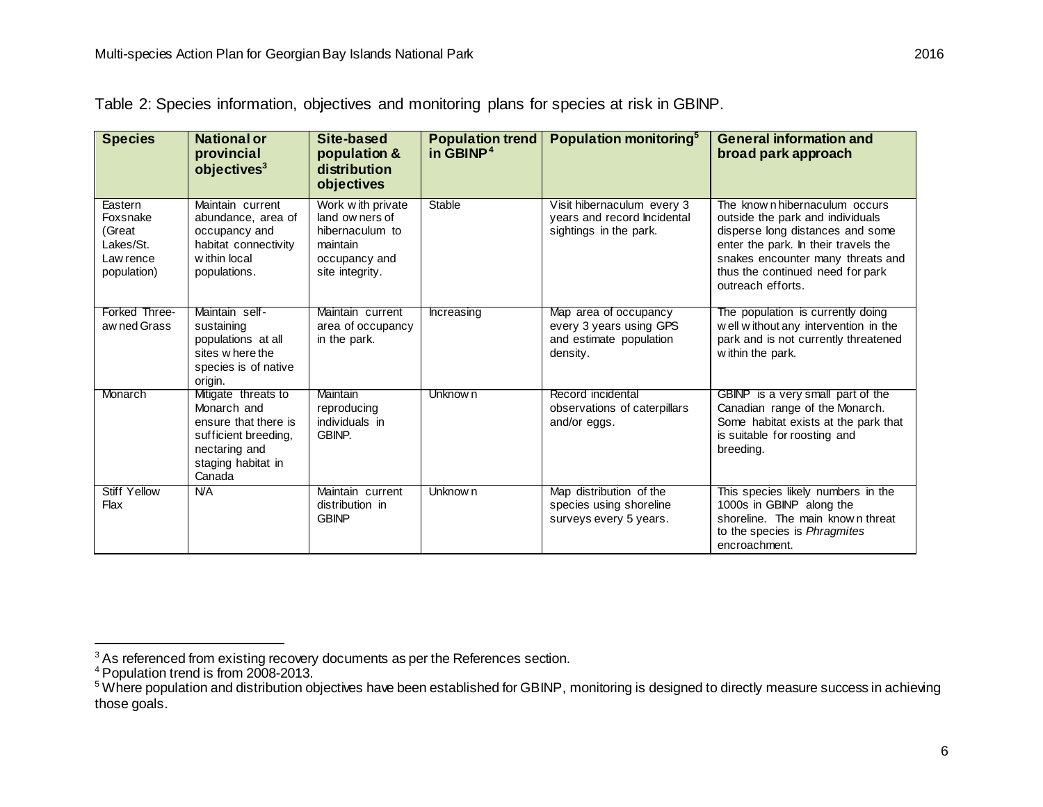Table 2: Species information, objectives and monitoring plans for species at risk in GBINP.

| Species | National or provincial objectives[3] | Site-based population & distribution objectives | Population trend in GBINP[4] | Population monitoring[5] | General information and broad park approach |
|---|---|---|---|---|---|
| Eastern Foxsnake (Great Lakes/St. Lawrence population) | Maintain current abundance, area of occupancy and habitat connectivity within local populations. | Work with private land owners of hibernaculum to maintain occupancy and site integrity. | Stable | Visit hibernaculum every 3 years and record Incidental sightings in the park. | The known hibernaculum occurs outside the park and individuals disperse long distances and some enter the park. In their travels the snakes encounter many threats and thus the continued need for park outreach efforts. |
| Forked Three-awned Grass | Maintain self-sustaining populations at all sites where the species is of native origin. | Maintain current area of occupancy in the park. | Increasing | Map area of occupancy every 3 years using GPS and estimate population density. | The population is currently doing well without any intervention in the park and is not currently threatened within the park. |
| Monarch | Mitigate threats to Monarch and ensure that there is sufficient breeding, nectaring and staging habitat in Canada | Maintain reproducing individuals in GBINP. | Unknown | Record incidental observations of caterpillars and/or eggs. | GBINP is a very small part of the Canadian range of the Monarch. Some habitat exists at the park that is suitable for roosting and breeding. |
| Stiff Yellow Flax | N/A | Maintain current distribution in GBINP | Unknown | Map distribution of the species using shoreline surveys every 5 years. | This species likely numbers in the 1000s in GBINP along the shoreline. The main known threat to the species is *Phragmites* encroachment. |

[3] As referenced from existing recovery documents as per the References section.

[4] Population trend is from 2008-2013.

[5] Where population and distribution objectives have been established for GBINP, monitoring is designed to directly measure success in achieving those goals.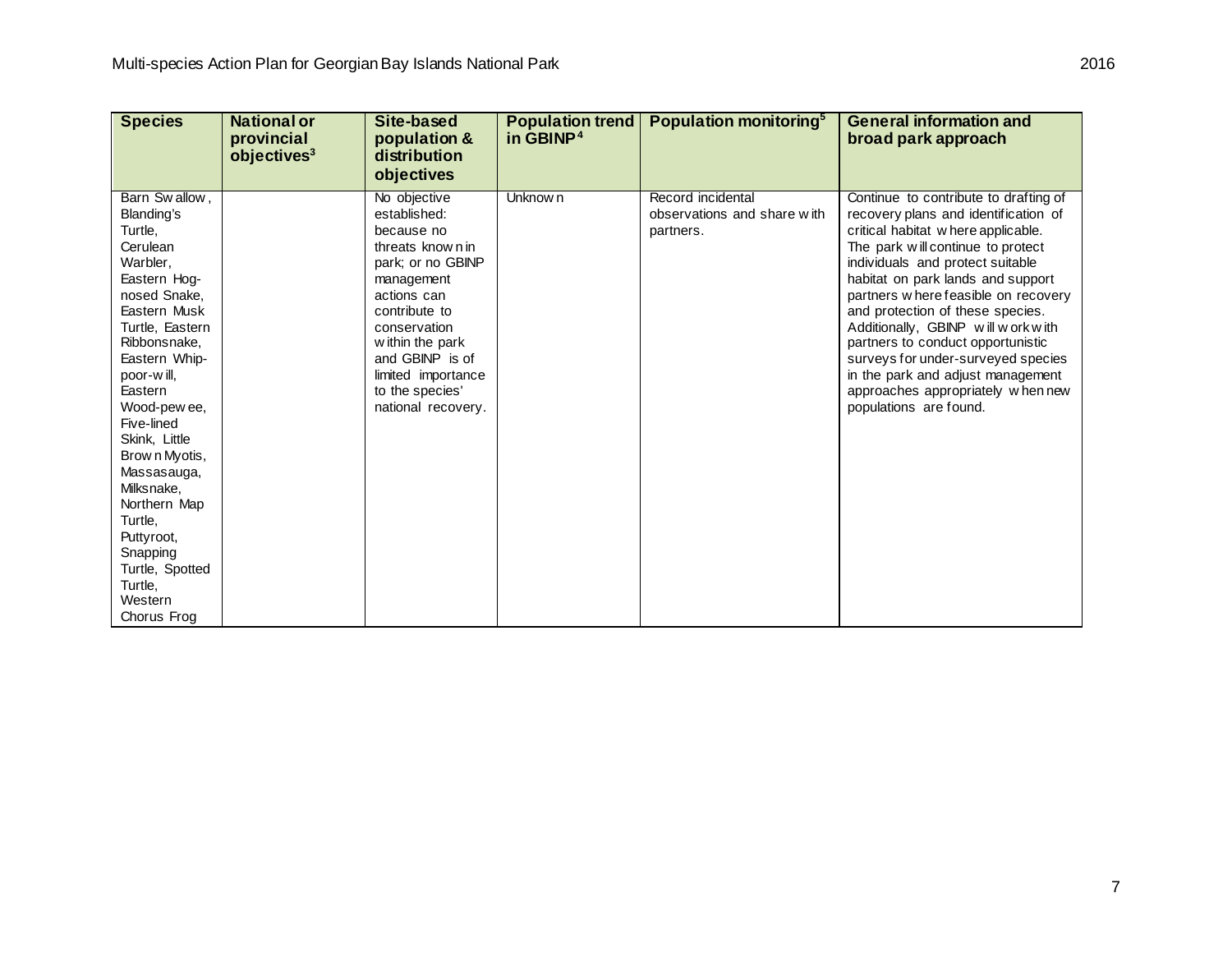| Species | National or provincial objectives[3] | Site-based population & distribution objectives | Population trend in GBINP[4] | Population monitoring[5] | General information and broad park approach |
|---|---|---|---|---|---|
| Barn Swallow, Blanding's Turtle, Cerulean Warbler, Eastern Hog-nosed Snake, Eastern Musk Turtle, Eastern Ribbonsnake, Eastern Whip-poor-will, Eastern Wood-pewee, Five-lined Skink, Little Brown Myotis, Massasauga, Milksnake, Northern Map Turtle, Puttyroot, Snapping Turtle, Spotted Turtle, Western Chorus Frog | | No objective established: because no threats known in park; or no GBINP management actions can contribute to conservation within the park and GBINP is of limited importance to the species' national recovery. | Unknown | Record incidental observations and share with partners. | Continue to contribute to drafting of recovery plans and identification of critical habitat where applicable. The park will continue to protect individuals and protect suitable habitat on park lands and support partners where feasible on recovery and protection of these species. Additionally, GBINP will work with partners to conduct opportunistic surveys for under-surveyed species in the park and adjust management approaches appropriately when new populations are found. |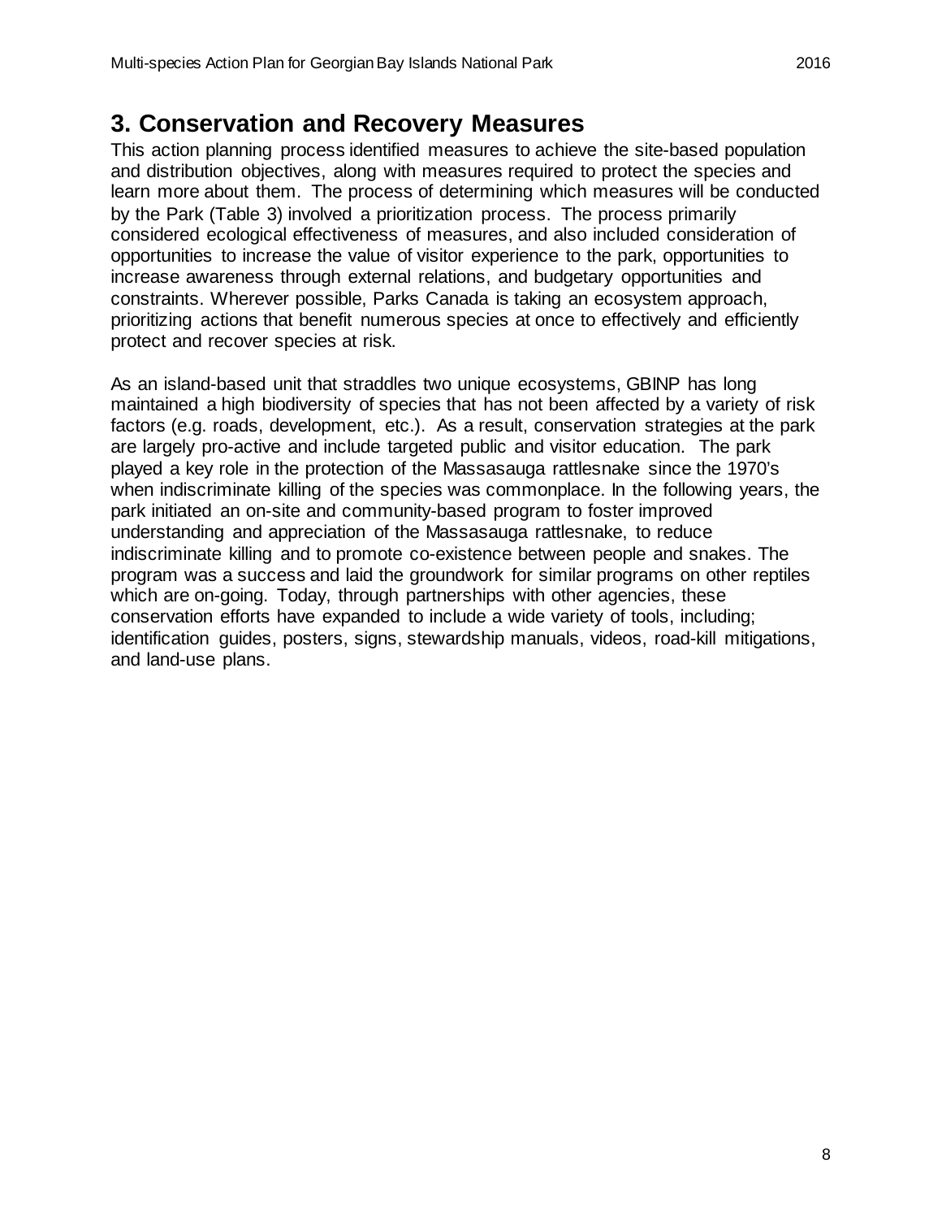## 3. Conservation and Recovery Measures

This action planning process identified measures to achieve the site-based population and distribution objectives, along with measures required to protect the species and learn more about them. The process of determining which measures will be conducted by the Park (Table 3) involved a prioritization process. The process primarily considered ecological effectiveness of measures, and also included consideration of opportunities to increase the value of visitor experience to the park, opportunities to increase awareness through external relations, and budgetary opportunities and constraints. Wherever possible, Parks Canada is taking an ecosystem approach, prioritizing actions that benefit numerous species at once to effectively and efficiently protect and recover species at risk.

As an island-based unit that straddles two unique ecosystems, GBINP has long maintained a high biodiversity of species that has not been affected by a variety of risk factors (e.g. roads, development, etc.). As a result, conservation strategies at the park are largely pro-active and include targeted public and visitor education. The park played a key role in the protection of the Massasauga rattlesnake since the 1970's when indiscriminate killing of the species was commonplace. In the following years, the park initiated an on-site and community-based program to foster improved understanding and appreciation of the Massasauga rattlesnake, to reduce indiscriminate killing and to promote co-existence between people and snakes. The program was a success and laid the groundwork for similar programs on other reptiles which are on-going. Today, through partnerships with other agencies, these conservation efforts have expanded to include a wide variety of tools, including; identification guides, posters, signs, stewardship manuals, videos, road-kill mitigations, and land-use plans.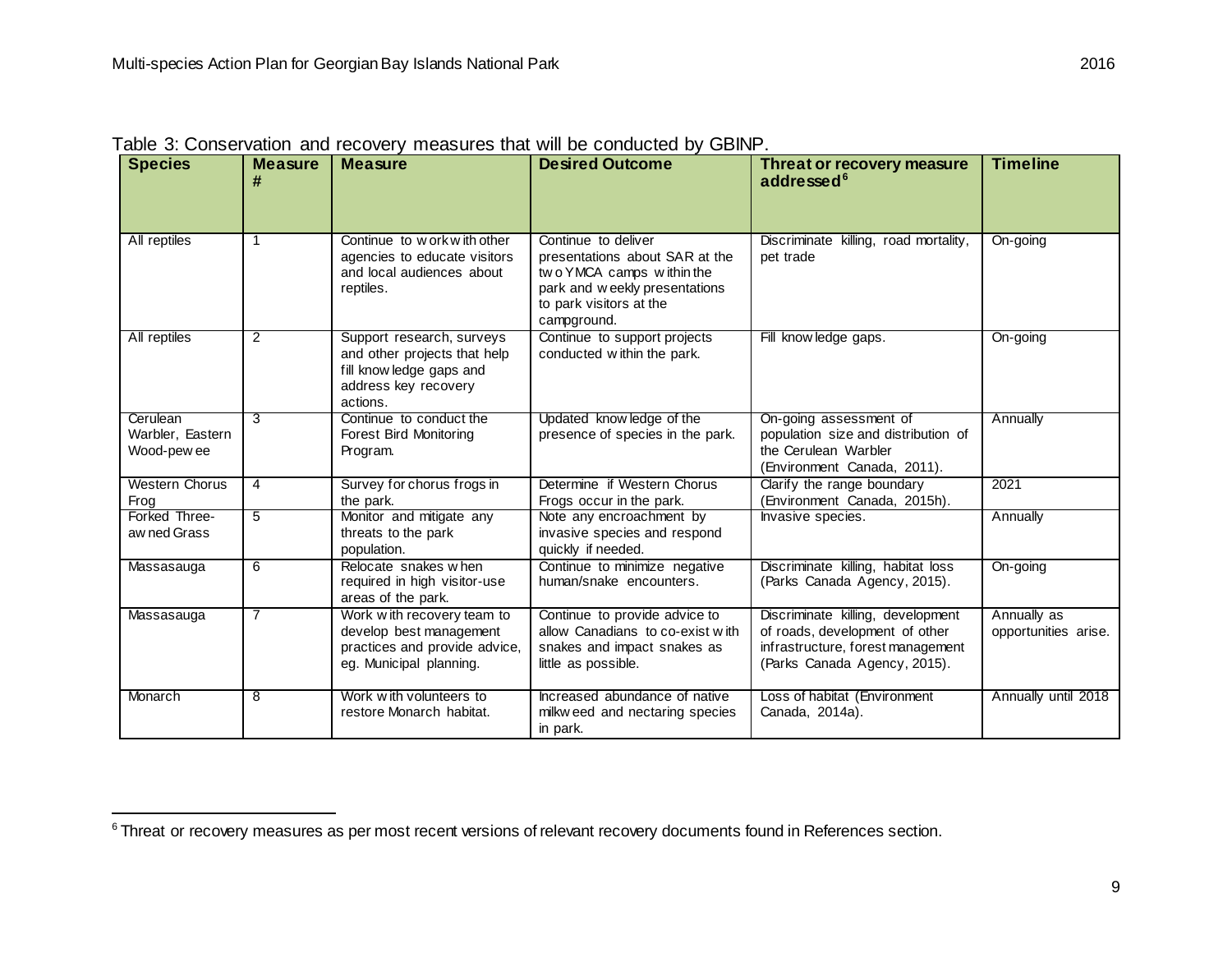Table 3: Conservation and recovery measures that will be conducted by GBINP.

| Species | Measure # | Measure | Desired Outcome | Threat or recovery measure addressed[6] | Timeline |
|---|---|---|---|---|---|
| All reptiles | 1 | Continue to work with other agencies to educate visitors and local audiences about reptiles. | Continue to deliver presentations about SAR at the two YMCA camps within the park and weekly presentations to park visitors at the campground. | Discriminate killing, road mortality, pet trade | On-going |
| All reptiles | 2 | Support research, surveys and other projects that help fill knowledge gaps and address key recovery actions. | Continue to support projects conducted within the park. | Fill knowledge gaps. | On-going |
| Cerulean Warbler, Eastern Wood-pewee | 3 | Continue to conduct the Forest Bird Monitoring Program. | Updated knowledge of the presence of species in the park. | On-going assessment of population size and distribution of the Cerulean Warbler (Environment Canada, 2011). | Annually |
| Western Chorus Frog | 4 | Survey for chorus frogs in the park. | Determine if Western Chorus Frogs occur in the park. | Clarify the range boundary (Environment Canada, 2015h). | 2021 |
| Forked Three-awned Grass | 5 | Monitor and mitigate any threats to the park population. | Note any encroachment by invasive species and respond quickly if needed. | Invasive species. | Annually |
| Massasauga | 6 | Relocate snakes when required in high visitor-use areas of the park. | Continue to minimize negative human/snake encounters. | Discriminate killing, habitat loss (Parks Canada Agency, 2015). | On-going |
| Massasauga | 7 | Work with recovery team to develop best management practices and provide advice, eg. Municipal planning. | Continue to provide advice to allow Canadians to co-exist with snakes and impact snakes as little as possible. | Discriminate killing, development of roads, development of other infrastructure, forest management (Parks Canada Agency, 2015). | Annually as opportunities arise. |
| Monarch | 8 | Work with volunteers to restore Monarch habitat. | Increased abundance of native milkweed and nectaring species in park. | Loss of habitat (Environment Canada, 2014a). | Annually until 2018 |

[6] Threat or recovery measures as per most recent versions of relevant recovery documents found in References section.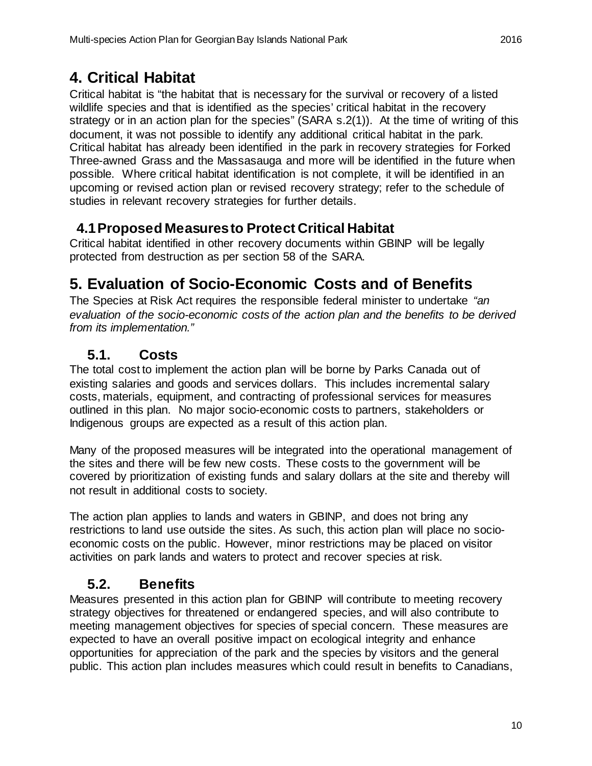# 4. Critical Habitat

Critical habitat is "the habitat that is necessary for the survival or recovery of a listed wildlife species and that is identified as the species' critical habitat in the recovery strategy or in an action plan for the species" (SARA s.2(1)). At the time of writing of this document, it was not possible to identify any additional critical habitat in the park. Critical habitat has already been identified in the park in recovery strategies for Forked Three-awned Grass and the Massasauga and more will be identified in the future when possible. Where critical habitat identification is not complete, it will be identified in an upcoming or revised action plan or revised recovery strategy; refer to the schedule of studies in relevant recovery strategies for further details.

## 4.1 Proposed Measures to Protect Critical Habitat

Critical habitat identified in other recovery documents within GBINP will be legally protected from destruction as per section 58 of the SARA.

# 5. Evaluation of Socio-Economic Costs and of Benefits

The Species at Risk Act requires the responsible federal minister to undertake *"an evaluation of the socio-economic costs of the action plan and the benefits to be derived from its implementation."*

## 5.1. Costs

The total cost to implement the action plan will be borne by Parks Canada out of existing salaries and goods and services dollars. This includes incremental salary costs, materials, equipment, and contracting of professional services for measures outlined in this plan. No major socio-economic costs to partners, stakeholders or Indigenous groups are expected as a result of this action plan.

Many of the proposed measures will be integrated into the operational management of the sites and there will be few new costs. These costs to the government will be covered by prioritization of existing funds and salary dollars at the site and thereby will not result in additional costs to society.

The action plan applies to lands and waters in GBINP, and does not bring any restrictions to land use outside the sites. As such, this action plan will place no socio-economic costs on the public. However, minor restrictions may be placed on visitor activities on park lands and waters to protect and recover species at risk.

## 5.2. Benefits

Measures presented in this action plan for GBINP will contribute to meeting recovery strategy objectives for threatened or endangered species, and will also contribute to meeting management objectives for species of special concern. These measures are expected to have an overall positive impact on ecological integrity and enhance opportunities for appreciation of the park and the species by visitors and the general public. This action plan includes measures which could result in benefits to Canadians,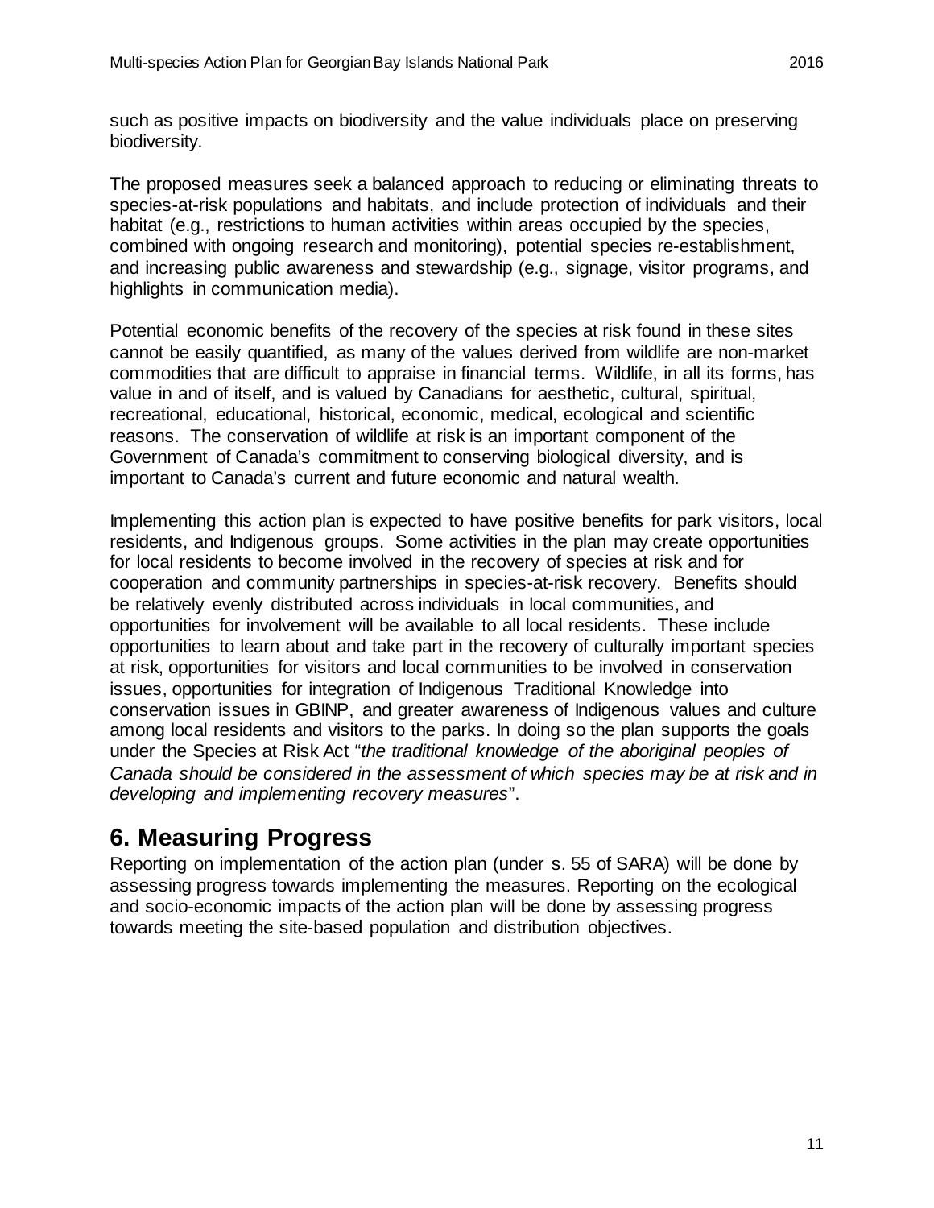such as positive impacts on biodiversity and the value individuals place on preserving biodiversity.

The proposed measures seek a balanced approach to reducing or eliminating threats to species-at-risk populations and habitats, and include protection of individuals and their habitat (e.g., restrictions to human activities within areas occupied by the species, combined with ongoing research and monitoring), potential species re-establishment, and increasing public awareness and stewardship (e.g., signage, visitor programs, and highlights in communication media).

Potential economic benefits of the recovery of the species at risk found in these sites cannot be easily quantified, as many of the values derived from wildlife are non-market commodities that are difficult to appraise in financial terms. Wildlife, in all its forms, has value in and of itself, and is valued by Canadians for aesthetic, cultural, spiritual, recreational, educational, historical, economic, medical, ecological and scientific reasons. The conservation of wildlife at risk is an important component of the Government of Canada's commitment to conserving biological diversity, and is important to Canada's current and future economic and natural wealth.

Implementing this action plan is expected to have positive benefits for park visitors, local residents, and Indigenous groups. Some activities in the plan may create opportunities for local residents to become involved in the recovery of species at risk and for cooperation and community partnerships in species-at-risk recovery. Benefits should be relatively evenly distributed across individuals in local communities, and opportunities for involvement will be available to all local residents. These include opportunities to learn about and take part in the recovery of culturally important species at risk, opportunities for visitors and local communities to be involved in conservation issues, opportunities for integration of Indigenous Traditional Knowledge into conservation issues in GBINP, and greater awareness of Indigenous values and culture among local residents and visitors to the parks. In doing so the plan supports the goals under the Species at Risk Act "*the traditional knowledge of the aboriginal peoples of Canada should be considered in the assessment of which species may be at risk and in developing and implementing recovery measures*".

# 6. Measuring Progress

Reporting on implementation of the action plan (under s. 55 of SARA) will be done by assessing progress towards implementing the measures. Reporting on the ecological and socio-economic impacts of the action plan will be done by assessing progress towards meeting the site-based population and distribution objectives.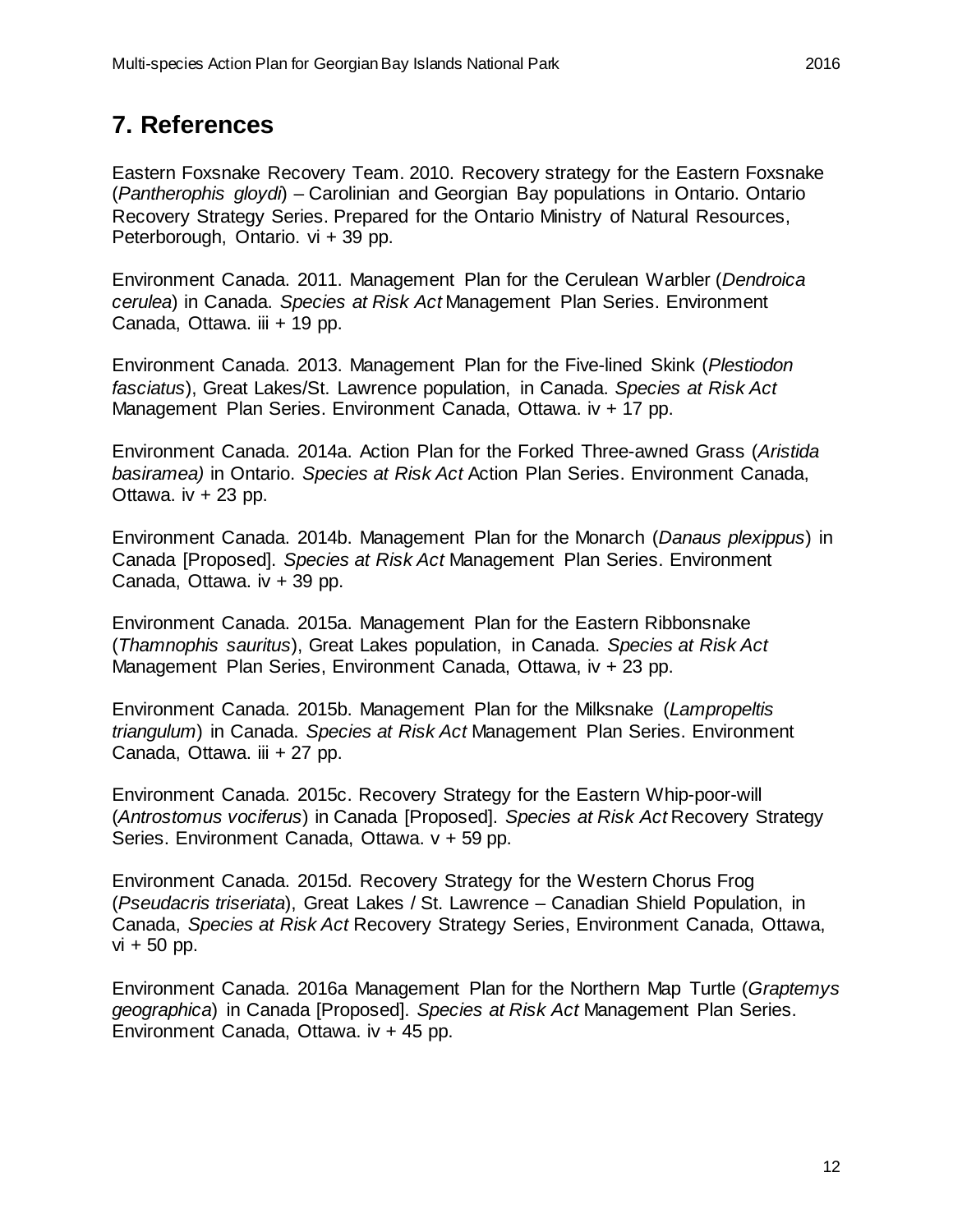# 7. References

Eastern Foxsnake Recovery Team. 2010. Recovery strategy for the Eastern Foxsnake (*Pantherophis gloydi*) – Carolinian and Georgian Bay populations in Ontario. Ontario Recovery Strategy Series. Prepared for the Ontario Ministry of Natural Resources, Peterborough, Ontario. vi + 39 pp.

Environment Canada. 2011. Management Plan for the Cerulean Warbler (*Dendroica cerulea*) in Canada. *Species at Risk Act* Management Plan Series. Environment Canada, Ottawa. iii + 19 pp.

Environment Canada. 2013. Management Plan for the Five-lined Skink (*Plestiodon fasciatus*), Great Lakes/St. Lawrence population, in Canada. *Species at Risk Act* Management Plan Series. Environment Canada, Ottawa. iv + 17 pp.

Environment Canada. 2014a. Action Plan for the Forked Three-awned Grass (*Aristida basiramea)* in Ontario. *Species at Risk Act* Action Plan Series. Environment Canada, Ottawa. iv + 23 pp.

Environment Canada. 2014b. Management Plan for the Monarch (*Danaus plexippus*) in Canada [Proposed]. *Species at Risk Act* Management Plan Series. Environment Canada, Ottawa. iv + 39 pp.

Environment Canada. 2015a. Management Plan for the Eastern Ribbonsnake (*Thamnophis sauritus*), Great Lakes population, in Canada. *Species at Risk Act* Management Plan Series, Environment Canada, Ottawa, iv + 23 pp.

Environment Canada. 2015b. Management Plan for the Milksnake (*Lampropeltis triangulum*) in Canada. *Species at Risk Act* Management Plan Series. Environment Canada, Ottawa. iii + 27 pp.

Environment Canada. 2015c. Recovery Strategy for the Eastern Whip-poor-will (*Antrostomus vociferus*) in Canada [Proposed]. *Species at Risk Act* Recovery Strategy Series. Environment Canada, Ottawa. v + 59 pp.

Environment Canada. 2015d. Recovery Strategy for the Western Chorus Frog (*Pseudacris triseriata*), Great Lakes / St. Lawrence – Canadian Shield Population, in Canada, *Species at Risk Act* Recovery Strategy Series, Environment Canada, Ottawa, vi + 50 pp.

Environment Canada. 2016a Management Plan for the Northern Map Turtle (*Graptemys geographica*) in Canada [Proposed]. *Species at Risk Act* Management Plan Series. Environment Canada, Ottawa. iv + 45 pp.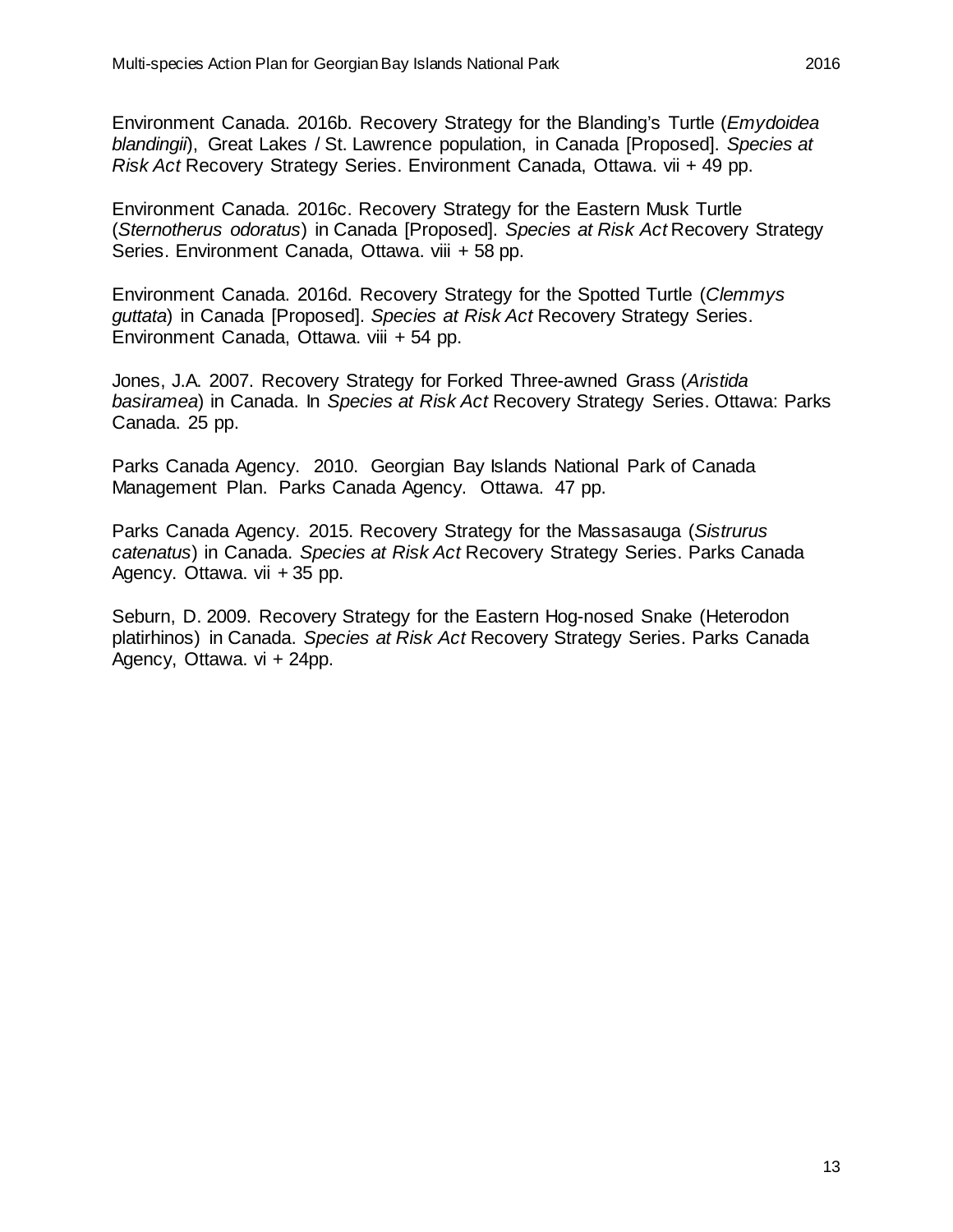Environment Canada. 2016b. Recovery Strategy for the Blanding's Turtle (*Emydoidea blandingii*), Great Lakes / St. Lawrence population, in Canada [Proposed]. *Species at Risk Act* Recovery Strategy Series. Environment Canada, Ottawa. vii + 49 pp.

Environment Canada. 2016c. Recovery Strategy for the Eastern Musk Turtle (*Sternotherus odoratus*) in Canada [Proposed]. *Species at Risk Act* Recovery Strategy Series. Environment Canada, Ottawa. viii + 58 pp.

Environment Canada. 2016d. Recovery Strategy for the Spotted Turtle (*Clemmys guttata*) in Canada [Proposed]. *Species at Risk Act* Recovery Strategy Series. Environment Canada, Ottawa. viii + 54 pp.

Jones, J.A. 2007. Recovery Strategy for Forked Three-awned Grass (*Aristida basiramea*) in Canada. In *Species at Risk Act* Recovery Strategy Series. Ottawa: Parks Canada. 25 pp.

Parks Canada Agency. 2010. Georgian Bay Islands National Park of Canada Management Plan. Parks Canada Agency. Ottawa. 47 pp.

Parks Canada Agency. 2015. Recovery Strategy for the Massasauga (*Sistrurus catenatus*) in Canada. *Species at Risk Act* Recovery Strategy Series. Parks Canada Agency. Ottawa. vii + 35 pp.

Seburn, D. 2009. Recovery Strategy for the Eastern Hog-nosed Snake (Heterodon platirhinos) in Canada. *Species at Risk Act* Recovery Strategy Series. Parks Canada Agency, Ottawa. vi + 24pp.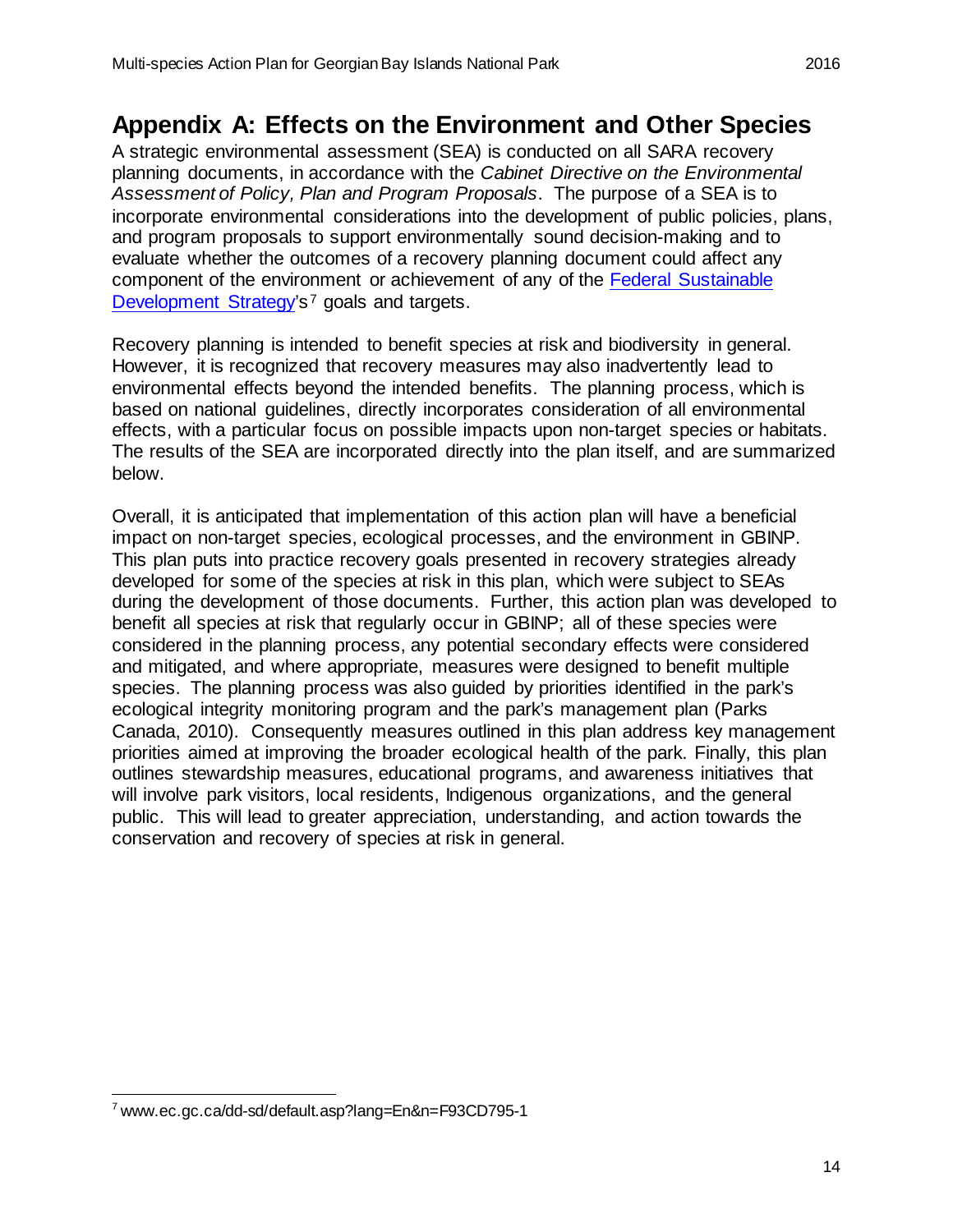# Appendix A: Effects on the Environment and Other Species

A strategic environmental assessment (SEA) is conducted on all SARA recovery planning documents, in accordance with the *Cabinet Directive on the Environmental Assessment of Policy, Plan and Program Proposals*. The purpose of a SEA is to incorporate environmental considerations into the development of public policies, plans, and program proposals to support environmentally sound decision-making and to evaluate whether the outcomes of a recovery planning document could affect any component of the environment or achievement of any of the Federal Sustainable Development Strategy's[7] goals and targets.

Recovery planning is intended to benefit species at risk and biodiversity in general. However, it is recognized that recovery measures may also inadvertently lead to environmental effects beyond the intended benefits. The planning process, which is based on national guidelines, directly incorporates consideration of all environmental effects, with a particular focus on possible impacts upon non-target species or habitats. The results of the SEA are incorporated directly into the plan itself, and are summarized below.

Overall, it is anticipated that implementation of this action plan will have a beneficial impact on non-target species, ecological processes, and the environment in GBINP. This plan puts into practice recovery goals presented in recovery strategies already developed for some of the species at risk in this plan, which were subject to SEAs during the development of those documents. Further, this action plan was developed to benefit all species at risk that regularly occur in GBINP; all of these species were considered in the planning process, any potential secondary effects were considered and mitigated, and where appropriate, measures were designed to benefit multiple species. The planning process was also guided by priorities identified in the park's ecological integrity monitoring program and the park's management plan (Parks Canada, 2010). Consequently measures outlined in this plan address key management priorities aimed at improving the broader ecological health of the park. Finally, this plan outlines stewardship measures, educational programs, and awareness initiatives that will involve park visitors, local residents, Indigenous organizations, and the general public. This will lead to greater appreciation, understanding, and action towards the conservation and recovery of species at risk in general.

---

[7] www.ec.gc.ca/dd-sd/default.asp?lang=En&n=F93CD795-1